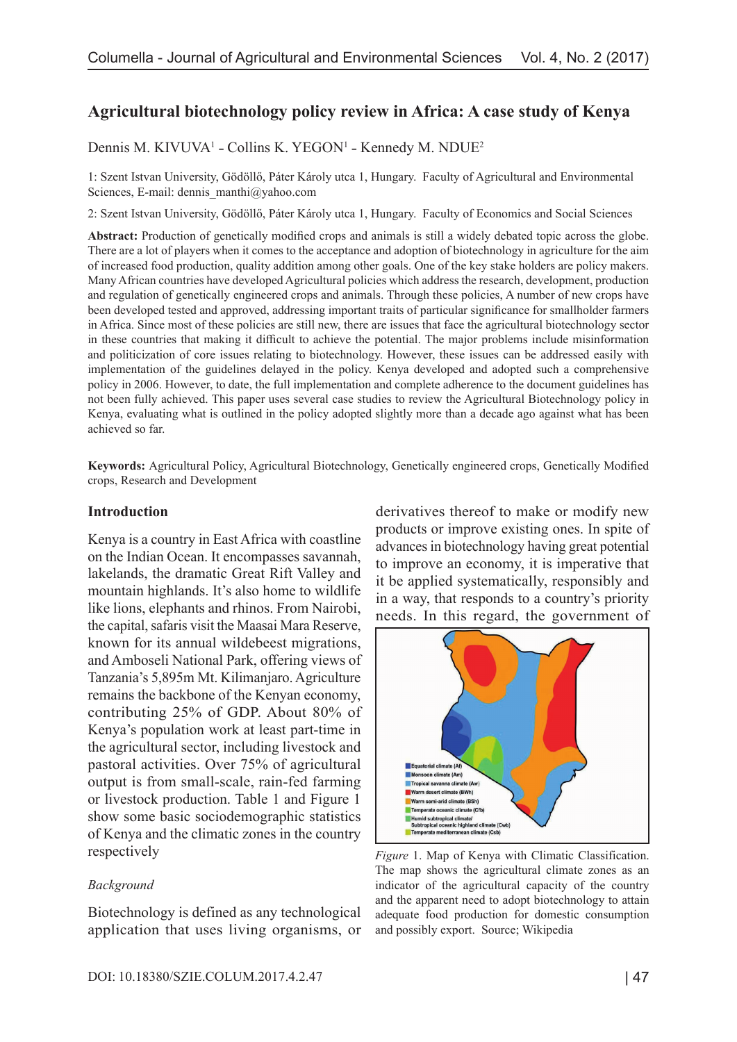# Agricultural biotechnology policy review in Africa: A case study of Kenya

Dennis M. KIVUVA[1] - Collins K. YEGON[1] - Kennedy M. NDUE[2]

1: Szent Istvan University, Gödöllő, Páter Károly utca 1, Hungary. Faculty of Agricultural and Environmental Sciences, E-mail: dennis_manthi@yahoo.com

2: Szent Istvan University, Gödöllő, Páter Károly utca 1, Hungary. Faculty of Economics and Social Sciences

**Abstract:** Production of genetically modified crops and animals is still a widely debated topic across the globe. There are a lot of players when it comes to the acceptance and adoption of biotechnology in agriculture for the aim of increased food production, quality addition among other goals. One of the key stake holders are policy makers. Many African countries have developed Agricultural policies which address the research, development, production and regulation of genetically engineered crops and animals. Through these policies, A number of new crops have been developed tested and approved, addressing important traits of particular significance for smallholder farmers in Africa. Since most of these policies are still new, there are issues that face the agricultural biotechnology sector in these countries that making it difficult to achieve the potential. The major problems include misinformation and politicization of core issues relating to biotechnology. However, these issues can be addressed easily with implementation of the guidelines delayed in the policy. Kenya developed and adopted such a comprehensive policy in 2006. However, to date, the full implementation and complete adherence to the document guidelines has not been fully achieved. This paper uses several case studies to review the Agricultural Biotechnology policy in Kenya, evaluating what is outlined in the policy adopted slightly more than a decade ago against what has been achieved so far.

**Keywords:** Agricultural Policy, Agricultural Biotechnology, Genetically engineered crops, Genetically Modified crops, Research and Development

## Introduction

Kenya is a country in East Africa with coastline on the Indian Ocean. It encompasses savannah, lakelands, the dramatic Great Rift Valley and mountain highlands. It's also home to wildlife like lions, elephants and rhinos. From Nairobi, the capital, safaris visit the Maasai Mara Reserve, known for its annual wildebeest migrations, and Amboseli National Park, offering views of Tanzania's 5,895m Mt. Kilimanjaro. Agriculture remains the backbone of the Kenyan economy, contributing 25% of GDP. About 80% of Kenya's population work at least part-time in the agricultural sector, including livestock and pastoral activities. Over 75% of agricultural output is from small-scale, rain-fed farming or livestock production. Table 1 and Figure 1 show some basic sociodemographic statistics of Kenya and the climatic zones in the country respectively

### *Background*

Biotechnology is defined as any technological application that uses living organisms, or derivatives thereof to make or modify new products or improve existing ones. In spite of advances in biotechnology having great potential to improve an economy, it is imperative that it be applied systematically, responsibly and in a way, that responds to a country's priority needs. In this regard, the government of

*Figure* 1. Map of Kenya with Climatic Classification. The map shows the agricultural climate zones as an indicator of the agricultural capacity of the country and the apparent need to adopt biotechnology to attain adequate food production for domestic consumption and possibly export. Source; Wikipedia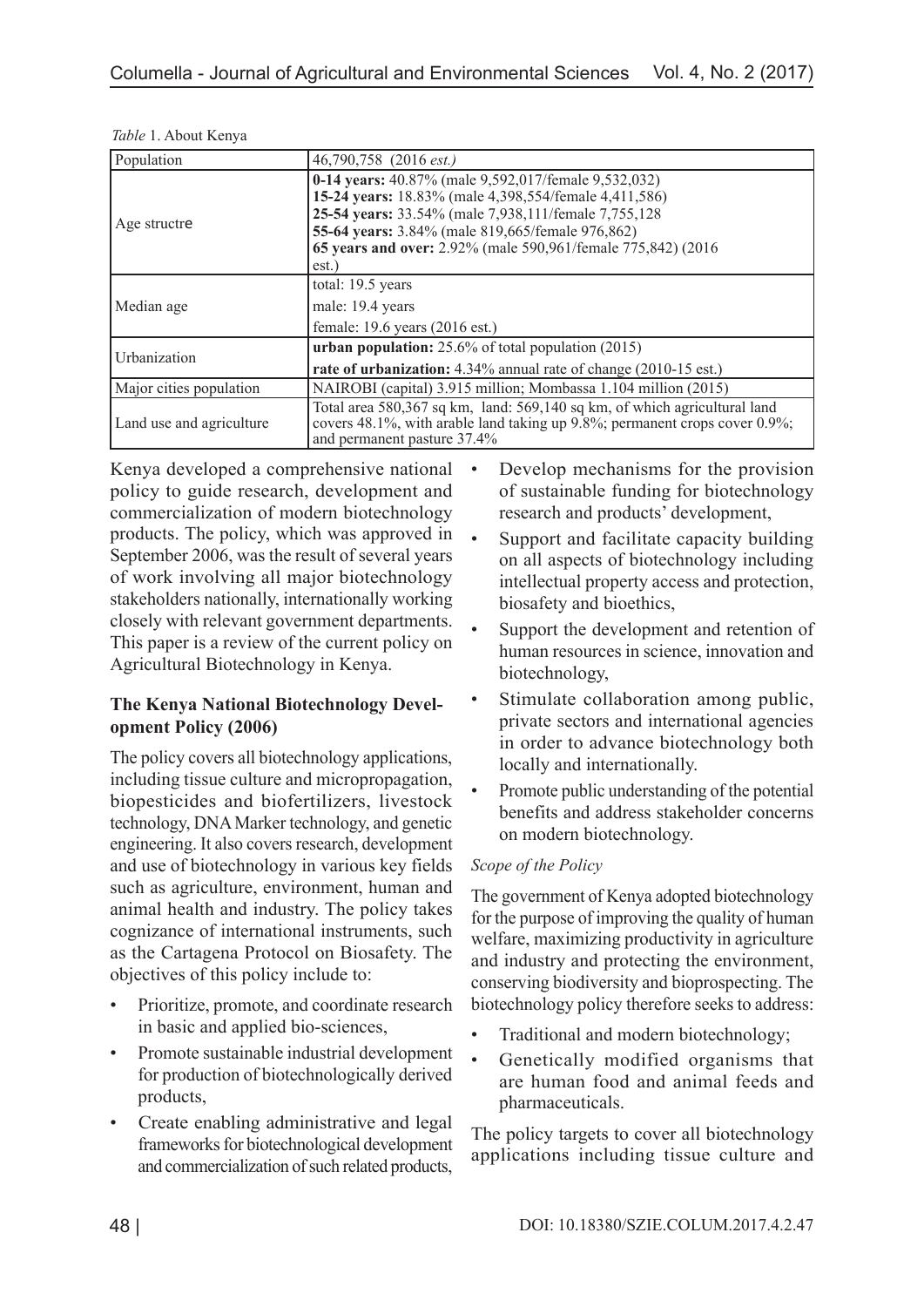*Table* 1. About Kenya

| Population | 46,790,758 (2016 *est.)* |
|---|---|
| Age structre | **0-14 years:** 40.87% (male 9,592,017/female 9,532,032)<br>**15-24 years:** 18.83% (male 4,398,554/female 4,411,586)<br>**25-54 years:** 33.54% (male 7,938,111/female 7,755,128<br>**55-64 years:** 3.84% (male 819,665/female 976,862)<br>**65 years and over:** 2.92% (male 590,961/female 775,842) (2016 est.) |
| Median age | total: 19.5 years<br>male: 19.4 years<br>female: 19.6 years (2016 est.) |
| Urbanization | **urban population:** 25.6% of total population (2015)<br>**rate of urbanization:** 4.34% annual rate of change (2010-15 est.) |
| Major cities population | NAIROBI (capital) 3.915 million; Mombassa 1.104 million (2015) |
| Land use and agriculture | Total area 580,367 sq km, land: 569,140 sq km, of which agricultural land covers 48.1%, with arable land taking up 9.8%; permanent crops cover 0.9%; and permanent pasture 37.4% |

Kenya developed a comprehensive national policy to guide research, development and commercialization of modern biotechnology products. The policy, which was approved in September 2006, was the result of several years of work involving all major biotechnology stakeholders nationally, internationally working closely with relevant government departments. This paper is a review of the current policy on Agricultural Biotechnology in Kenya.

### The Kenya National Biotechnology Development Policy (2006)

The policy covers all biotechnology applications, including tissue culture and micropropagation, biopesticides and biofertilizers, livestock technology, DNA Marker technology, and genetic engineering. It also covers research, development and use of biotechnology in various key fields such as agriculture, environment, human and animal health and industry. The policy takes cognizance of international instruments, such as the Cartagena Protocol on Biosafety. The objectives of this policy include to:

- Prioritize, promote, and coordinate research in basic and applied bio-sciences,
- Promote sustainable industrial development for production of biotechnologically derived products,
- Create enabling administrative and legal frameworks for biotechnological development and commercialization of such related products,
- Develop mechanisms for the provision of sustainable funding for biotechnology research and products' development,
- Support and facilitate capacity building on all aspects of biotechnology including intellectual property access and protection, biosafety and bioethics,
- Support the development and retention of human resources in science, innovation and biotechnology,
- Stimulate collaboration among public, private sectors and international agencies in order to advance biotechnology both locally and internationally.
- Promote public understanding of the potential benefits and address stakeholder concerns on modern biotechnology.

*Scope of the Policy*

The government of Kenya adopted biotechnology for the purpose of improving the quality of human welfare, maximizing productivity in agriculture and industry and protecting the environment, conserving biodiversity and bioprospecting. The biotechnology policy therefore seeks to address:

- Traditional and modern biotechnology;
- Genetically modified organisms that are human food and animal feeds and pharmaceuticals.

The policy targets to cover all biotechnology applications including tissue culture and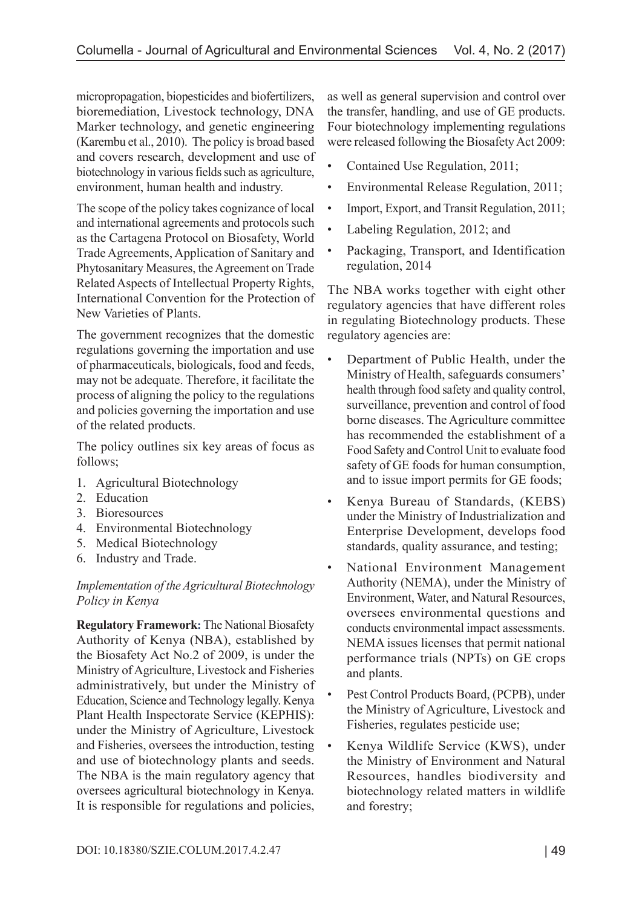micropropagation, biopesticides and biofertilizers, bioremediation, Livestock technology, DNA Marker technology, and genetic engineering (Karembu et al., 2010). The policy is broad based and covers research, development and use of biotechnology in various fields such as agriculture, environment, human health and industry.

The scope of the policy takes cognizance of local and international agreements and protocols such as the Cartagena Protocol on Biosafety, World Trade Agreements, Application of Sanitary and Phytosanitary Measures, the Agreement on Trade Related Aspects of Intellectual Property Rights, International Convention for the Protection of New Varieties of Plants.

The government recognizes that the domestic regulations governing the importation and use of pharmaceuticals, biologicals, food and feeds, may not be adequate. Therefore, it facilitate the process of aligning the policy to the regulations and policies governing the importation and use of the related products.

The policy outlines six key areas of focus as follows;

1. Agricultural Biotechnology
2. Education
3. Bioresources
4. Environmental Biotechnology
5. Medical Biotechnology
6. Industry and Trade.

*Implementation of the Agricultural Biotechnology Policy in Kenya*

**Regulatory Framework:** The National Biosafety Authority of Kenya (NBA), established by the Biosafety Act No.2 of 2009, is under the Ministry of Agriculture, Livestock and Fisheries administratively, but under the Ministry of Education, Science and Technology legally. Kenya Plant Health Inspectorate Service (KEPHIS): under the Ministry of Agriculture, Livestock and Fisheries, oversees the introduction, testing and use of biotechnology plants and seeds. The NBA is the main regulatory agency that oversees agricultural biotechnology in Kenya. It is responsible for regulations and policies, as well as general supervision and control over the transfer, handling, and use of GE products. Four biotechnology implementing regulations were released following the Biosafety Act 2009:

- Contained Use Regulation, 2011;
- Environmental Release Regulation, 2011;
- Import, Export, and Transit Regulation, 2011;
- Labeling Regulation, 2012; and
- Packaging, Transport, and Identification regulation, 2014

The NBA works together with eight other regulatory agencies that have different roles in regulating Biotechnology products. These regulatory agencies are:

- Department of Public Health, under the Ministry of Health, safeguards consumers' health through food safety and quality control, surveillance, prevention and control of food borne diseases. The Agriculture committee has recommended the establishment of a Food Safety and Control Unit to evaluate food safety of GE foods for human consumption, and to issue import permits for GE foods;
- Kenya Bureau of Standards, (KEBS) under the Ministry of Industrialization and Enterprise Development, develops food standards, quality assurance, and testing;
- National Environment Management Authority (NEMA), under the Ministry of Environment, Water, and Natural Resources, oversees environmental questions and conducts environmental impact assessments. NEMA issues licenses that permit national performance trials (NPTs) on GE crops and plants.
- Pest Control Products Board, (PCPB), under the Ministry of Agriculture, Livestock and Fisheries, regulates pesticide use;
- Kenya Wildlife Service (KWS), under the Ministry of Environment and Natural Resources, handles biodiversity and biotechnology related matters in wildlife and forestry;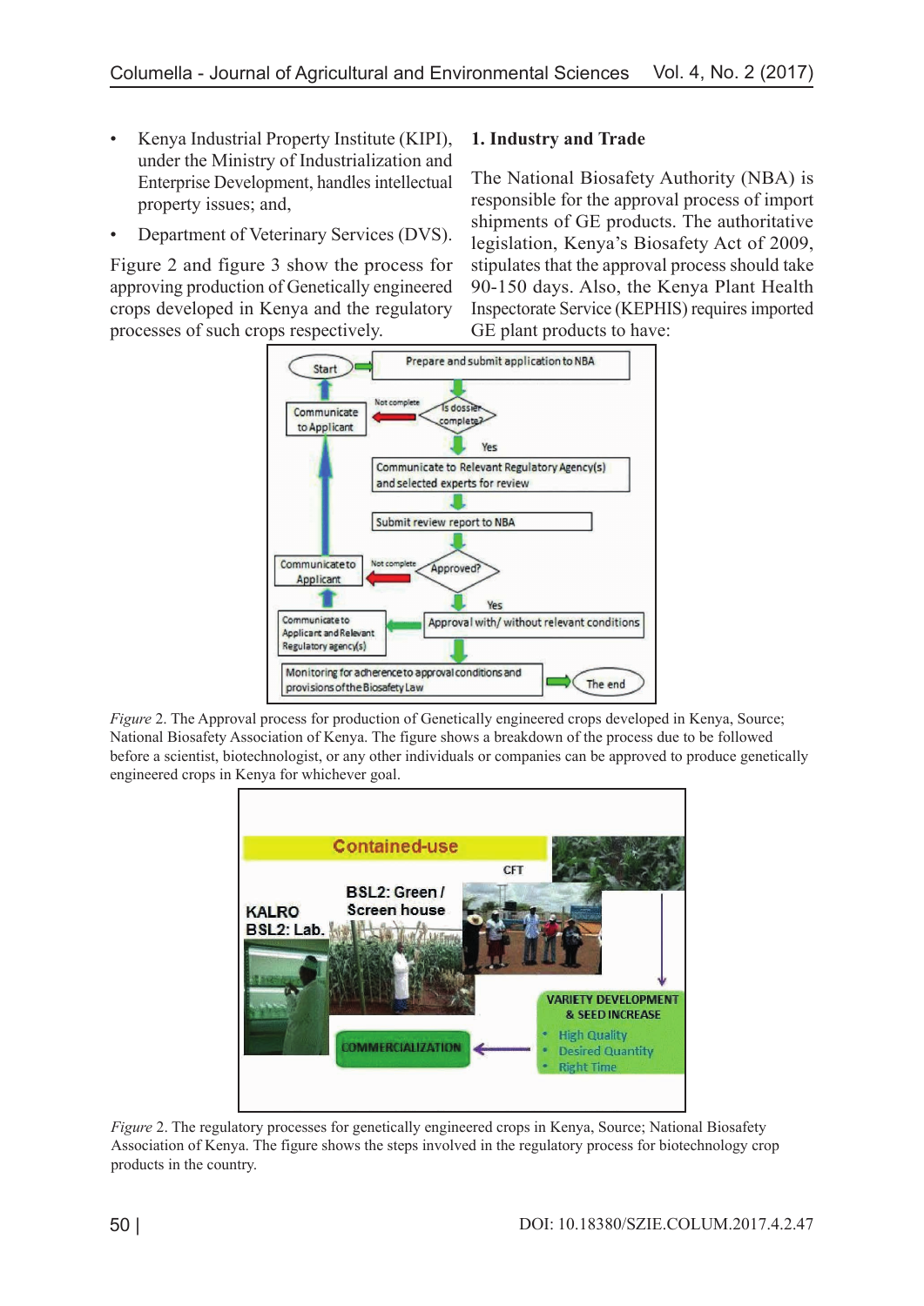- Kenya Industrial Property Institute (KIPI), under the Ministry of Industrialization and Enterprise Development, handles intellectual property issues; and,
- Department of Veterinary Services (DVS).

Figure 2 and figure 3 show the process for approving production of Genetically engineered crops developed in Kenya and the regulatory processes of such crops respectively.

### 1. Industry and Trade

The National Biosafety Authority (NBA) is responsible for the approval process of import shipments of GE products. The authoritative legislation, Kenya's Biosafety Act of 2009, stipulates that the approval process should take 90-150 days. Also, the Kenya Plant Health Inspectorate Service (KEPHIS) requires imported GE plant products to have:

*Figure* 2. The Approval process for production of Genetically engineered crops developed in Kenya, Source; National Biosafety Association of Kenya. The figure shows a breakdown of the process due to be followed before a scientist, biotechnologist, or any other individuals or companies can be approved to produce genetically engineered crops in Kenya for whichever goal.

*Figure* 2. The regulatory processes for genetically engineered crops in Kenya, Source; National Biosafety Association of Kenya. The figure shows the steps involved in the regulatory process for biotechnology crop products in the country.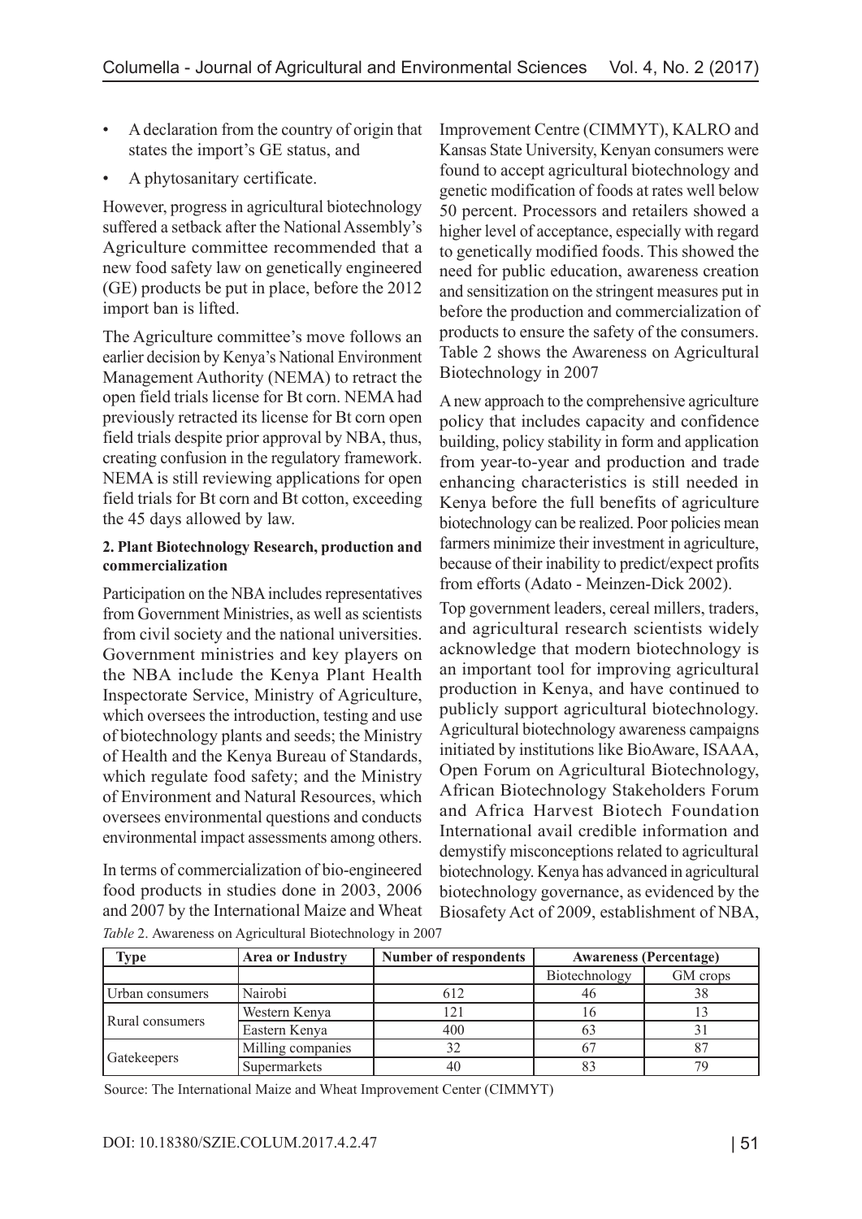- A declaration from the country of origin that states the import's GE status, and
- A phytosanitary certificate.

However, progress in agricultural biotechnology suffered a setback after the National Assembly's Agriculture committee recommended that a new food safety law on genetically engineered (GE) products be put in place, before the 2012 import ban is lifted.

The Agriculture committee's move follows an earlier decision by Kenya's National Environment Management Authority (NEMA) to retract the open field trials license for Bt corn. NEMA had previously retracted its license for Bt corn open field trials despite prior approval by NBA, thus, creating confusion in the regulatory framework. NEMA is still reviewing applications for open field trials for Bt corn and Bt cotton, exceeding the 45 days allowed by law.

**2. Plant Biotechnology Research, production and commercialization**

Participation on the NBA includes representatives from Government Ministries, as well as scientists from civil society and the national universities. Government ministries and key players on the NBA include the Kenya Plant Health Inspectorate Service, Ministry of Agriculture, which oversees the introduction, testing and use of biotechnology plants and seeds; the Ministry of Health and the Kenya Bureau of Standards, which regulate food safety; and the Ministry of Environment and Natural Resources, which oversees environmental questions and conducts environmental impact assessments among others.

In terms of commercialization of bio-engineered food products in studies done in 2003, 2006 and 2007 by the International Maize and Wheat Improvement Centre (CIMMYT), KALRO and Kansas State University, Kenyan consumers were found to accept agricultural biotechnology and genetic modification of foods at rates well below 50 percent. Processors and retailers showed a higher level of acceptance, especially with regard to genetically modified foods. This showed the need for public education, awareness creation and sensitization on the stringent measures put in before the production and commercialization of products to ensure the safety of the consumers. Table 2 shows the Awareness on Agricultural Biotechnology in 2007

A new approach to the comprehensive agriculture policy that includes capacity and confidence building, policy stability in form and application from year-to-year and production and trade enhancing characteristics is still needed in Kenya before the full benefits of agriculture biotechnology can be realized. Poor policies mean farmers minimize their investment in agriculture, because of their inability to predict/expect profits from efforts (Adato - Meinzen-Dick 2002).

Top government leaders, cereal millers, traders, and agricultural research scientists widely acknowledge that modern biotechnology is an important tool for improving agricultural production in Kenya, and have continued to publicly support agricultural biotechnology. Agricultural biotechnology awareness campaigns initiated by institutions like BioAware, ISAAA, Open Forum on Agricultural Biotechnology, African Biotechnology Stakeholders Forum and Africa Harvest Biotech Foundation International avail credible information and demystify misconceptions related to agricultural biotechnology. Kenya has advanced in agricultural biotechnology governance, as evidenced by the Biosafety Act of 2009, establishment of NBA,

*Table* 2. Awareness on Agricultural Biotechnology in 2007

| Type | Area or Industry | Number of respondents | Awareness (Percentage) | |
|---|---|---|---|---|
| | | | Biotechnology | GM crops |
| Urban consumers | Nairobi | 612 | 46 | 38 |
| Rural consumers | Western Kenya | 121 | 16 | 13 |
| | Eastern Kenya | 400 | 63 | 31 |
| Gatekeepers | Milling companies | 32 | 67 | 87 |
| | Supermarkets | 40 | 83 | 79 |

Source: The International Maize and Wheat Improvement Center (CIMMYT)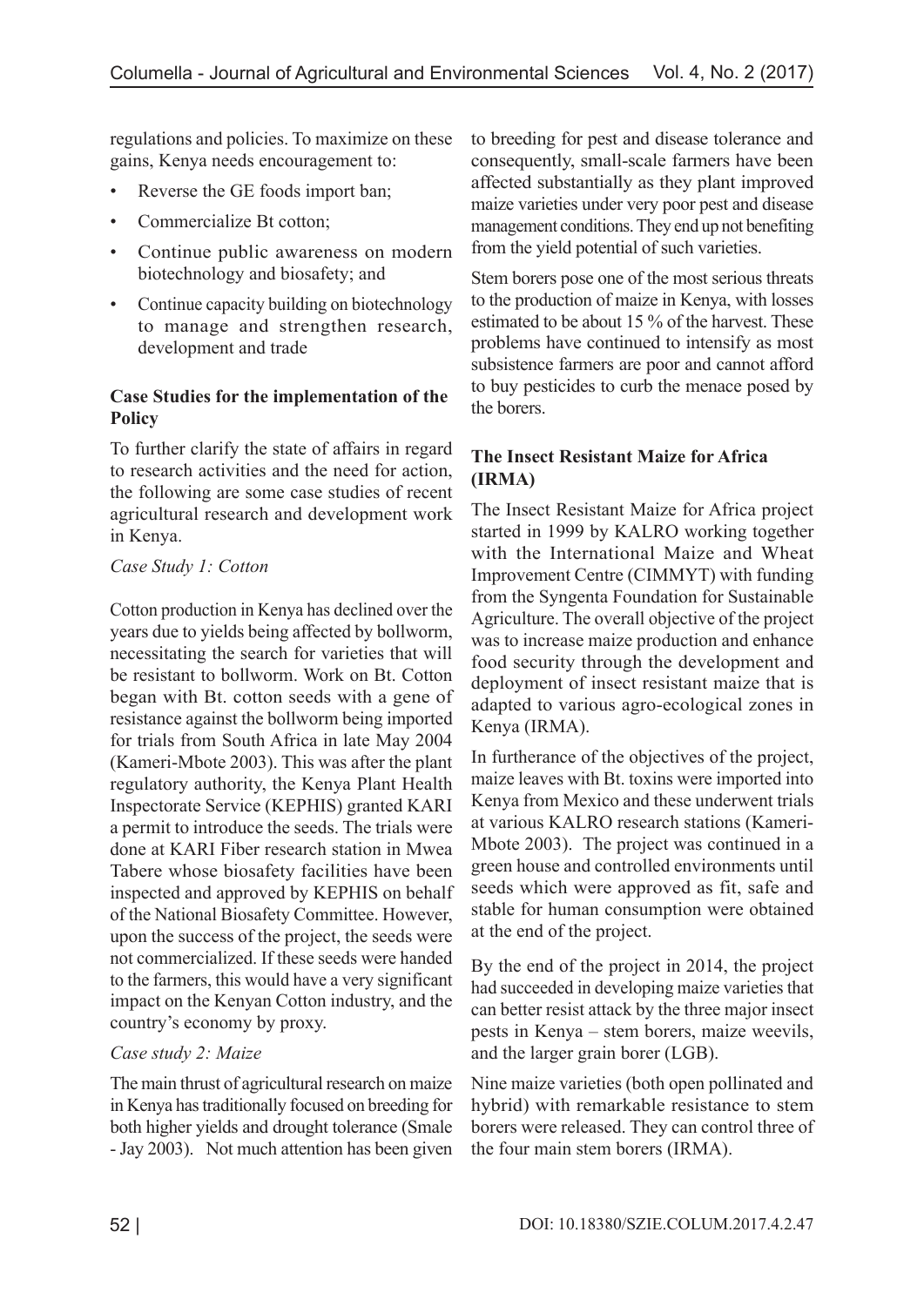regulations and policies. To maximize on these gains, Kenya needs encouragement to:

- Reverse the GE foods import ban;
- Commercialize Bt cotton;
- Continue public awareness on modern biotechnology and biosafety; and
- Continue capacity building on biotechnology to manage and strengthen research, development and trade

**Case Studies for the implementation of the Policy**

To further clarify the state of affairs in regard to research activities and the need for action, the following are some case studies of recent agricultural research and development work in Kenya.

*Case Study 1: Cotton*

Cotton production in Kenya has declined over the years due to yields being affected by bollworm, necessitating the search for varieties that will be resistant to bollworm. Work on Bt. Cotton began with Bt. cotton seeds with a gene of resistance against the bollworm being imported for trials from South Africa in late May 2004 (Kameri-Mbote 2003). This was after the plant regulatory authority, the Kenya Plant Health Inspectorate Service (KEPHIS) granted KARI a permit to introduce the seeds. The trials were done at KARI Fiber research station in Mwea Tabere whose biosafety facilities have been inspected and approved by KEPHIS on behalf of the National Biosafety Committee. However, upon the success of the project, the seeds were not commercialized. If these seeds were handed to the farmers, this would have a very significant impact on the Kenyan Cotton industry, and the country's economy by proxy.

*Case study 2: Maize*

The main thrust of agricultural research on maize in Kenya has traditionally focused on breeding for both higher yields and drought tolerance (Smale - Jay 2003). Not much attention has been given to breeding for pest and disease tolerance and consequently, small-scale farmers have been affected substantially as they plant improved maize varieties under very poor pest and disease management conditions. They end up not benefiting from the yield potential of such varieties.

Stem borers pose one of the most serious threats to the production of maize in Kenya, with losses estimated to be about 15 % of the harvest. These problems have continued to intensify as most subsistence farmers are poor and cannot afford to buy pesticides to curb the menace posed by the borers.

**The Insect Resistant Maize for Africa (IRMA)**

The Insect Resistant Maize for Africa project started in 1999 by KALRO working together with the International Maize and Wheat Improvement Centre (CIMMYT) with funding from the Syngenta Foundation for Sustainable Agriculture. The overall objective of the project was to increase maize production and enhance food security through the development and deployment of insect resistant maize that is adapted to various agro-ecological zones in Kenya (IRMA).

In furtherance of the objectives of the project, maize leaves with Bt. toxins were imported into Kenya from Mexico and these underwent trials at various KALRO research stations (Kameri-Mbote 2003). The project was continued in a green house and controlled environments until seeds which were approved as fit, safe and stable for human consumption were obtained at the end of the project.

By the end of the project in 2014, the project had succeeded in developing maize varieties that can better resist attack by the three major insect pests in Kenya – stem borers, maize weevils, and the larger grain borer (LGB).

Nine maize varieties (both open pollinated and hybrid) with remarkable resistance to stem borers were released. They can control three of the four main stem borers (IRMA).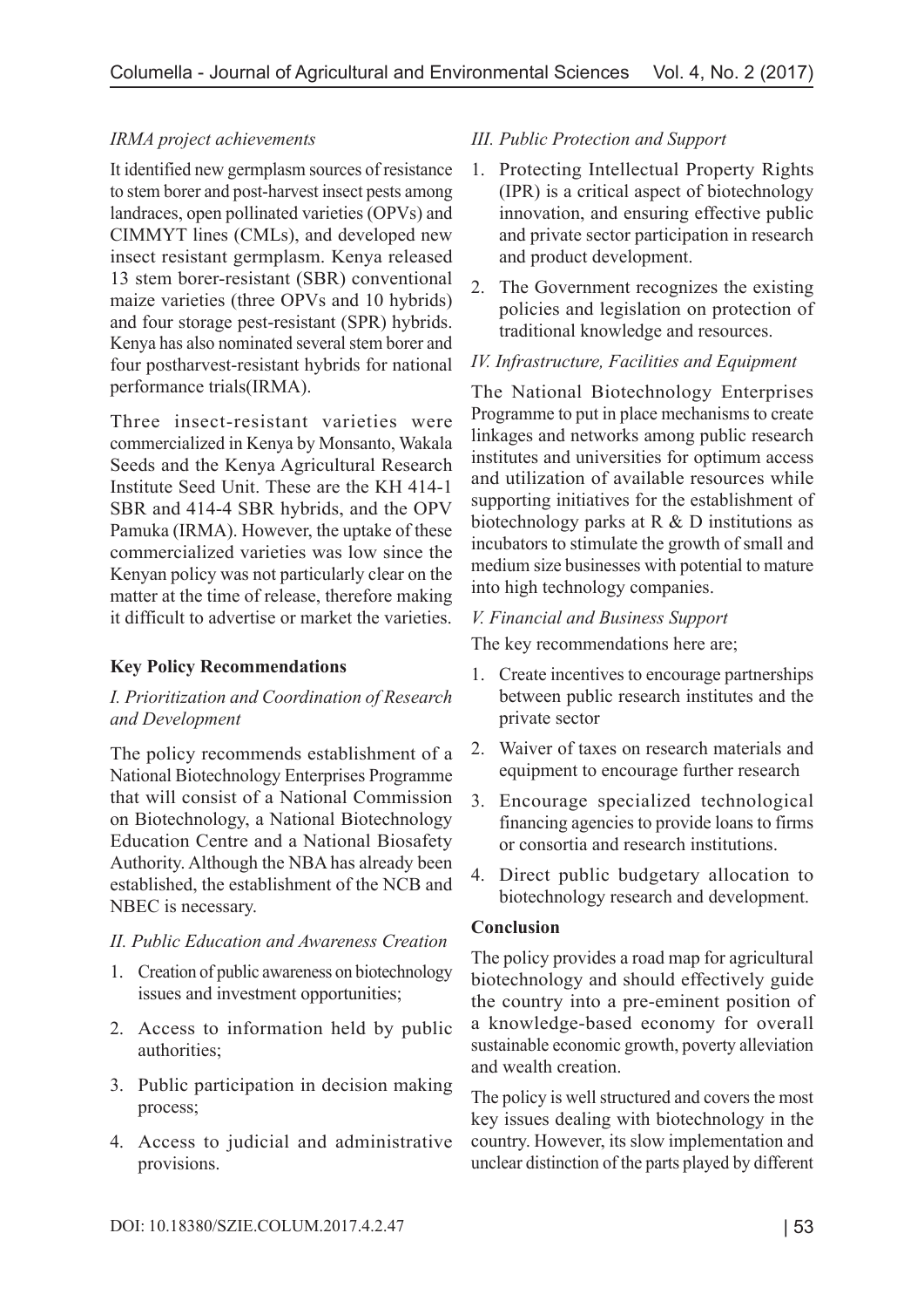*IRMA project achievements*

It identified new germplasm sources of resistance to stem borer and post-harvest insect pests among landraces, open pollinated varieties (OPVs) and CIMMYT lines (CMLs), and developed new insect resistant germplasm. Kenya released 13 stem borer-resistant (SBR) conventional maize varieties (three OPVs and 10 hybrids) and four storage pest-resistant (SPR) hybrids. Kenya has also nominated several stem borer and four postharvest-resistant hybrids for national performance trials(IRMA).

Three insect-resistant varieties were commercialized in Kenya by Monsanto, Wakala Seeds and the Kenya Agricultural Research Institute Seed Unit. These are the KH 414-1 SBR and 414-4 SBR hybrids, and the OPV Pamuka (IRMA). However, the uptake of these commercialized varieties was low since the Kenyan policy was not particularly clear on the matter at the time of release, therefore making it difficult to advertise or market the varieties.

**Key Policy Recommendations**

*I. Prioritization and Coordination of Research and Development*

The policy recommends establishment of a National Biotechnology Enterprises Programme that will consist of a National Commission on Biotechnology, a National Biotechnology Education Centre and a National Biosafety Authority. Although the NBA has already been established, the establishment of the NCB and NBEC is necessary.

*II. Public Education and Awareness Creation*

1. Creation of public awareness on biotechnology issues and investment opportunities;
2. Access to information held by public authorities;
3. Public participation in decision making process;
4. Access to judicial and administrative provisions.

*III. Public Protection and Support*

1. Protecting Intellectual Property Rights (IPR) is a critical aspect of biotechnology innovation, and ensuring effective public and private sector participation in research and product development.
2. The Government recognizes the existing policies and legislation on protection of traditional knowledge and resources.

*IV. Infrastructure, Facilities and Equipment*

The National Biotechnology Enterprises Programme to put in place mechanisms to create linkages and networks among public research institutes and universities for optimum access and utilization of available resources while supporting initiatives for the establishment of biotechnology parks at R & D institutions as incubators to stimulate the growth of small and medium size businesses with potential to mature into high technology companies.

*V. Financial and Business Support*

The key recommendations here are;

1. Create incentives to encourage partnerships between public research institutes and the private sector
2. Waiver of taxes on research materials and equipment to encourage further research
3. Encourage specialized technological financing agencies to provide loans to firms or consortia and research institutions.
4. Direct public budgetary allocation to biotechnology research and development.

**Conclusion**

The policy provides a road map for agricultural biotechnology and should effectively guide the country into a pre-eminent position of a knowledge-based economy for overall sustainable economic growth, poverty alleviation and wealth creation.

The policy is well structured and covers the most key issues dealing with biotechnology in the country. However, its slow implementation and unclear distinction of the parts played by different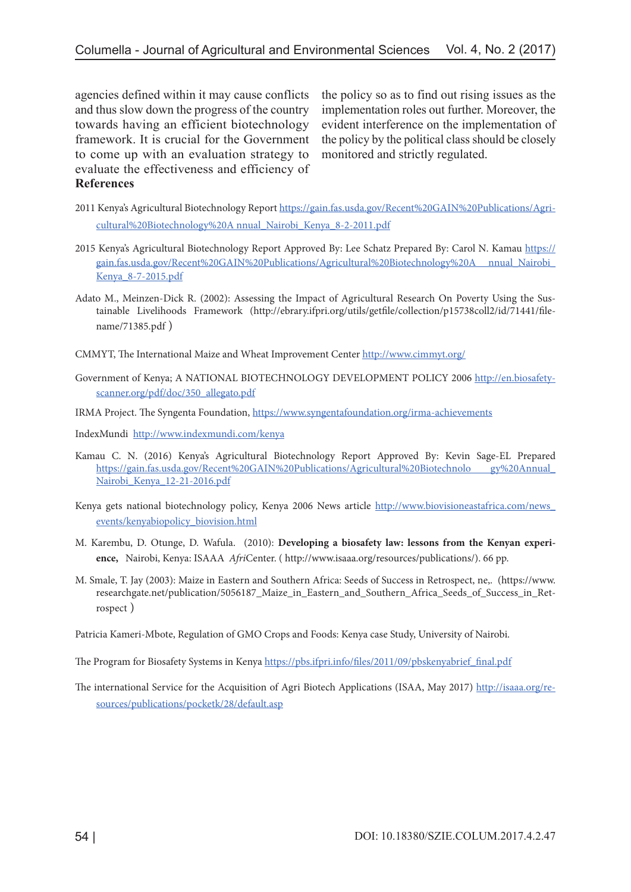agencies defined within it may cause conflicts and thus slow down the progress of the country towards having an efficient biotechnology framework. It is crucial for the Government to come up with an evaluation strategy to evaluate the effectiveness and efficiency of the policy so as to find out rising issues as the implementation roles out further. Moreover, the evident interference on the implementation of the policy by the political class should be closely monitored and strictly regulated.

**References**

2011 Kenya's Agricultural Biotechnology Report https://gain.fas.usda.gov/Recent%20GAIN%20Publications/Agricultural%20Biotechnology%20A nnual_Nairobi_Kenya_8-2-2011.pdf

2015 Kenya's Agricultural Biotechnology Report Approved By: Lee Schatz Prepared By: Carol N. Kamau https://gain.fas.usda.gov/Recent%20GAIN%20Publications/Agricultural%20Biotechnology%20A nnual_Nairobi_Kenya_8-7-2015.pdf

Adato M., Meinzen-Dick R. (2002): Assessing the Impact of Agricultural Research On Poverty Using the Sustainable Livelihoods Framework (http://ebrary.ifpri.org/utils/getfile/collection/p15738coll2/id/71441/filename/71385.pdf )

CMMYT, The International Maize and Wheat Improvement Center http://www.cimmyt.org/

Government of Kenya; A NATIONAL BIOTECHNOLOGY DEVELOPMENT POLICY 2006 http://en.biosafetyscanner.org/pdf/doc/350_allegato.pdf

IRMA Project. The Syngenta Foundation, https://www.syngentafoundation.org/irma-achievements

IndexMundi http://www.indexmundi.com/kenya

Kamau C. N. (2016) Kenya's Agricultural Biotechnology Report Approved By: Kevin Sage-EL Prepared https://gain.fas.usda.gov/Recent%20GAIN%20Publications/Agricultural%20Biotechnolo gy%20Annual_Nairobi_Kenya_12-21-2016.pdf

Kenya gets national biotechnology policy, Kenya 2006 News article http://www.biovisioneastafrica.com/news_events/kenyabiopolicy_biovision.html

M. Karembu, D. Otunge, D. Wafula. (2010): **Developing a biosafety law: lessons from the Kenyan experience,** Nairobi, Kenya: ISAAA *Afri*Center. ( http://www.isaaa.org/resources/publications/). 66 pp.

M. Smale, T. Jay (2003): Maize in Eastern and Southern Africa: Seeds of Success in Retrospect, ne,. (https://www.researchgate.net/publication/5056187_Maize_in_Eastern_and_Southern_Africa_Seeds_of_Success_in_Retrospect )

Patricia Kameri-Mbote, Regulation of GMO Crops and Foods: Kenya case Study, University of Nairobi.

The Program for Biosafety Systems in Kenya https://pbs.ifpri.info/files/2011/09/pbskenyabrief_final.pdf

The international Service for the Acquisition of Agri Biotech Applications (ISAA, May 2017) http://isaaa.org/resources/publications/pocketk/28/default.asp